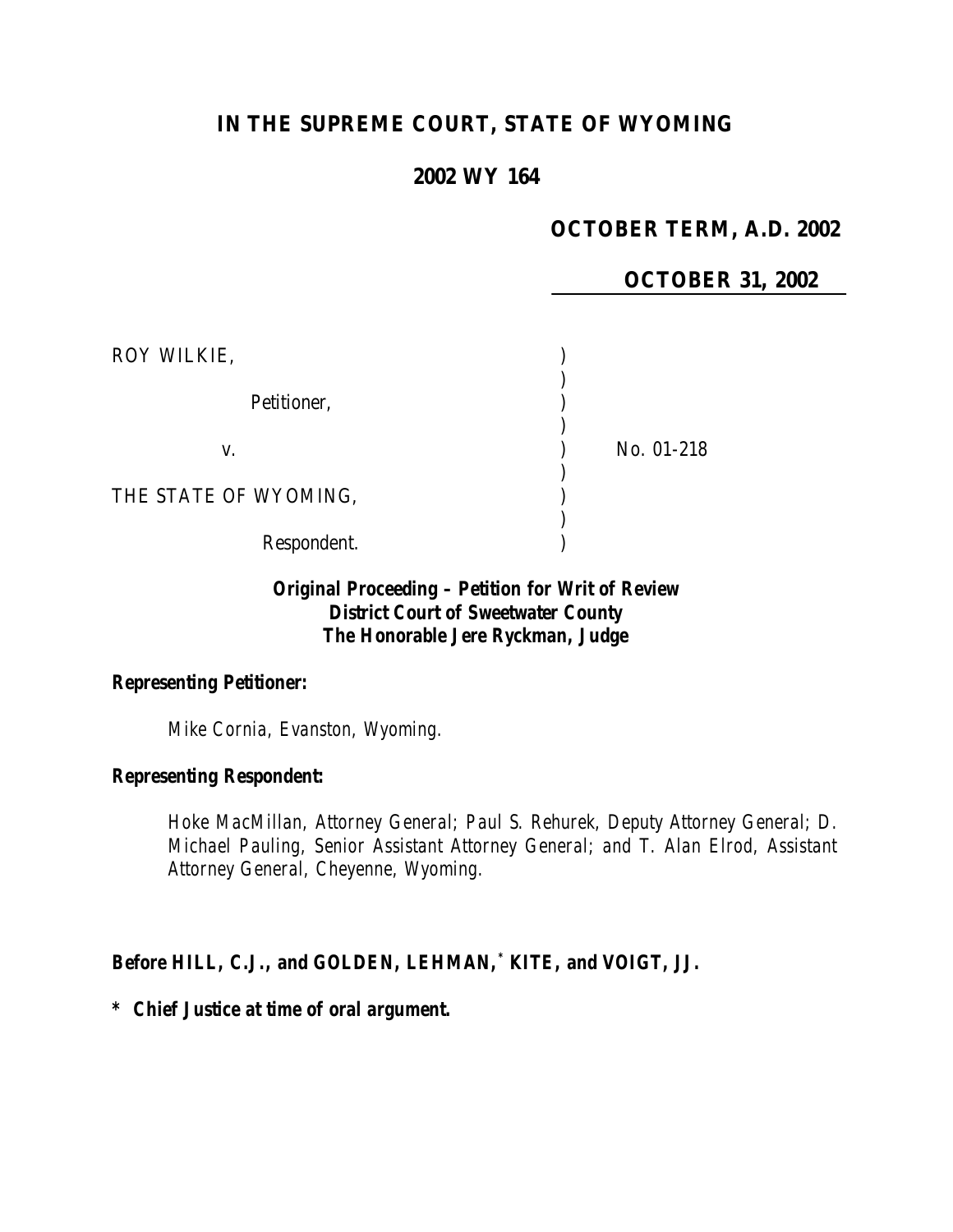# IN THE SUPREME COURT, STATE OF WYOMING

## 2002 WY 164

**OCTOBER TERM, A.D. 2002**

**OCTOBER 31, 2002**

ROY WILKIE,

Petitioner,

v. No. 01-218

THE STATE OF WYOMING,

Respondent.

**Original Proceeding – Petition for Writ of Review**
**District Court of Sweetwater County**
**The Honorable Jere Ryckman, Judge**

**Representing Petitioner:**

Mike Cornia, Evanston, Wyoming.

**Representing Respondent:**

Hoke MacMillan, Attorney General; Paul S. Rehurek, Deputy Attorney General; D. Michael Pauling, Senior Assistant Attorney General; and T. Alan Elrod, Assistant Attorney General, Cheyenne, Wyoming.

**Before HILL, C.J., and GOLDEN, LEHMAN,* KITE, and VOIGT, JJ.**

**\* Chief Justice at time of oral argument.**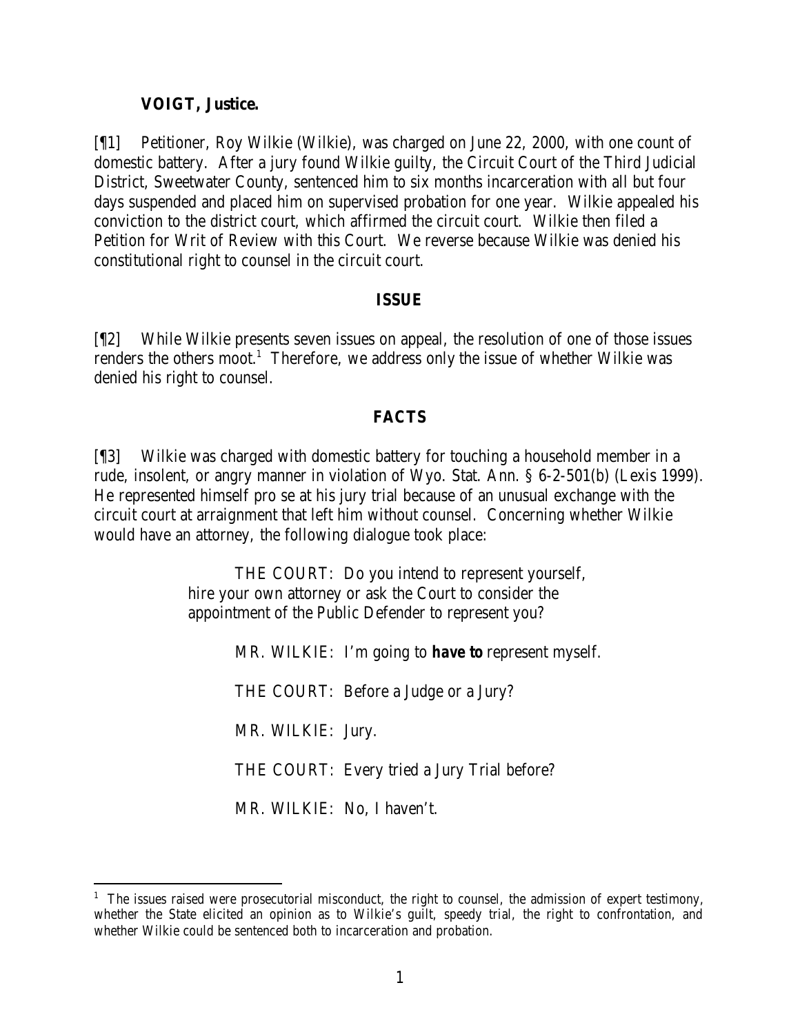**VOIGT, Justice.**

[¶1] Petitioner, Roy Wilkie (Wilkie), was charged on June 22, 2000, with one count of domestic battery. After a jury found Wilkie guilty, the Circuit Court of the Third Judicial District, Sweetwater County, sentenced him to six months incarceration with all but four days suspended and placed him on supervised probation for one year. Wilkie appealed his conviction to the district court, which affirmed the circuit court. Wilkie then filed a Petition for Writ of Review with this Court. We reverse because Wilkie was denied his constitutional right to counsel in the circuit court.

## ISSUE

[¶2] While Wilkie presents seven issues on appeal, the resolution of one of those issues renders the others moot.[1] Therefore, we address only the issue of whether Wilkie was denied his right to counsel.

## FACTS

[¶3] Wilkie was charged with domestic battery for touching a household member in a rude, insolent, or angry manner in violation of Wyo. Stat. Ann. § 6-2-501(b) (Lexis 1999). He represented himself pro se at his jury trial because of an unusual exchange with the circuit court at arraignment that left him without counsel. Concerning whether Wilkie would have an attorney, the following dialogue took place:

> THE COURT: Do you intend to represent yourself, hire your own attorney or ask the Court to consider the appointment of the Public Defender to represent you?
>
> MR. WILKIE: I'm going to ***have to*** represent myself.
>
> THE COURT: Before a Judge or a Jury?
>
> MR. WILKIE: Jury.
>
> THE COURT: Every tried a Jury Trial before?
>
> MR. WILKIE: No, I haven't.

---

[1] The issues raised were prosecutorial misconduct, the right to counsel, the admission of expert testimony, whether the State elicited an opinion as to Wilkie's guilt, speedy trial, the right to confrontation, and whether Wilkie could be sentenced both to incarceration and probation.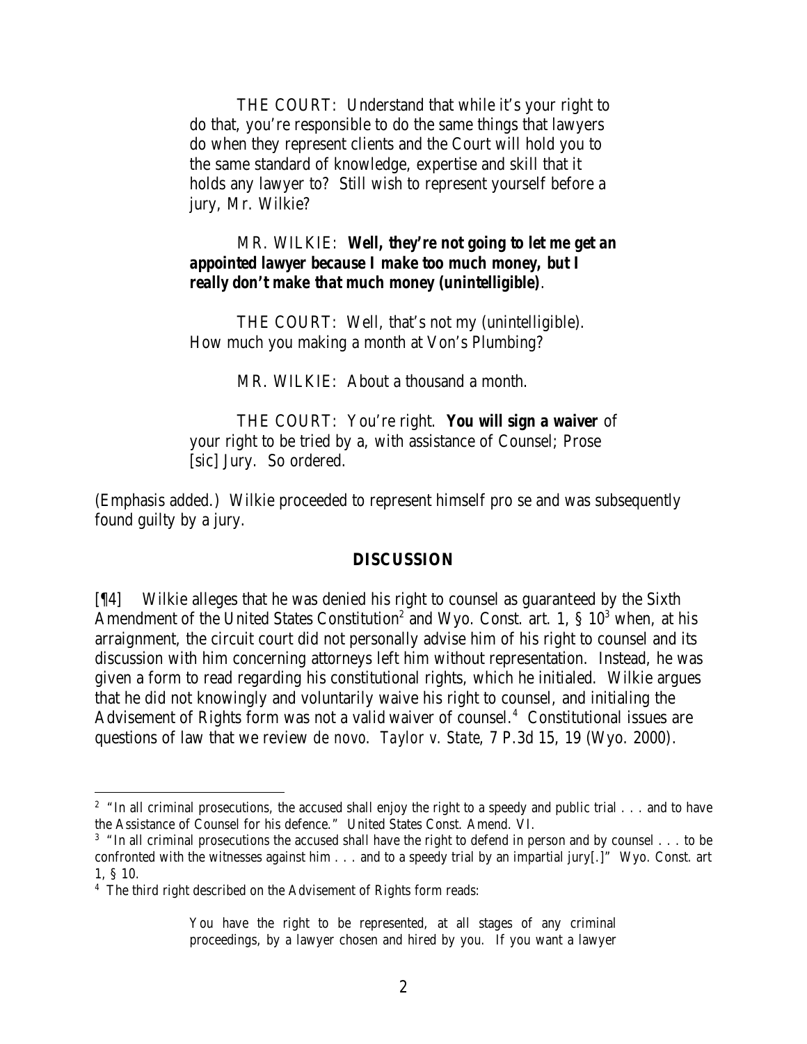THE COURT: Understand that while it's your right to do that, you're responsible to do the same things that lawyers do when they represent clients and the Court will hold you to the same standard of knowledge, expertise and skill that it holds any lawyer to? Still wish to represent yourself before a jury, Mr. Wilkie?

MR. WILKIE: ***Well, they're not going to let me get an appointed lawyer because I make too much money, but I really don't make that much money (unintelligible)***.

THE COURT: Well, that's not my (unintelligible). How much you making a month at Von's Plumbing?

MR. WILKIE: About a thousand a month.

THE COURT: You're right. ***You will sign a waiver*** of your right to be tried by a, with assistance of Counsel; Prose [sic] Jury. So ordered.

(Emphasis added.) Wilkie proceeded to represent himself pro se and was subsequently found guilty by a jury.

## DISCUSSION

[¶4] Wilkie alleges that he was denied his right to counsel as guaranteed by the Sixth Amendment of the United States Constitution[2] and Wyo. Const. art. 1, § 10[3] when, at his arraignment, the circuit court did not personally advise him of his right to counsel and its discussion with him concerning attorneys left him without representation. Instead, he was given a form to read regarding his constitutional rights, which he initialed. Wilkie argues that he did not knowingly and voluntarily waive his right to counsel, and initialing the Advisement of Rights form was not a valid waiver of counsel.[4] Constitutional issues are questions of law that we review *de novo*. *Taylor v. State*, 7 P.3d 15, 19 (Wyo. 2000).

---

[2] "In all criminal prosecutions, the accused shall enjoy the right to a speedy and public trial . . . and to have the Assistance of Counsel for his defence." United States Const. Amend. VI.

[3] "In all criminal prosecutions the accused shall have the right to defend in person and by counsel . . . to be confronted with the witnesses against him . . . and to a speedy trial by an impartial jury[.]" Wyo. Const. art 1, § 10.

[4] The third right described on the Advisement of Rights form reads:

> You have the right to be represented, at all stages of any criminal proceedings, by a lawyer chosen and hired by you. If you want a lawyer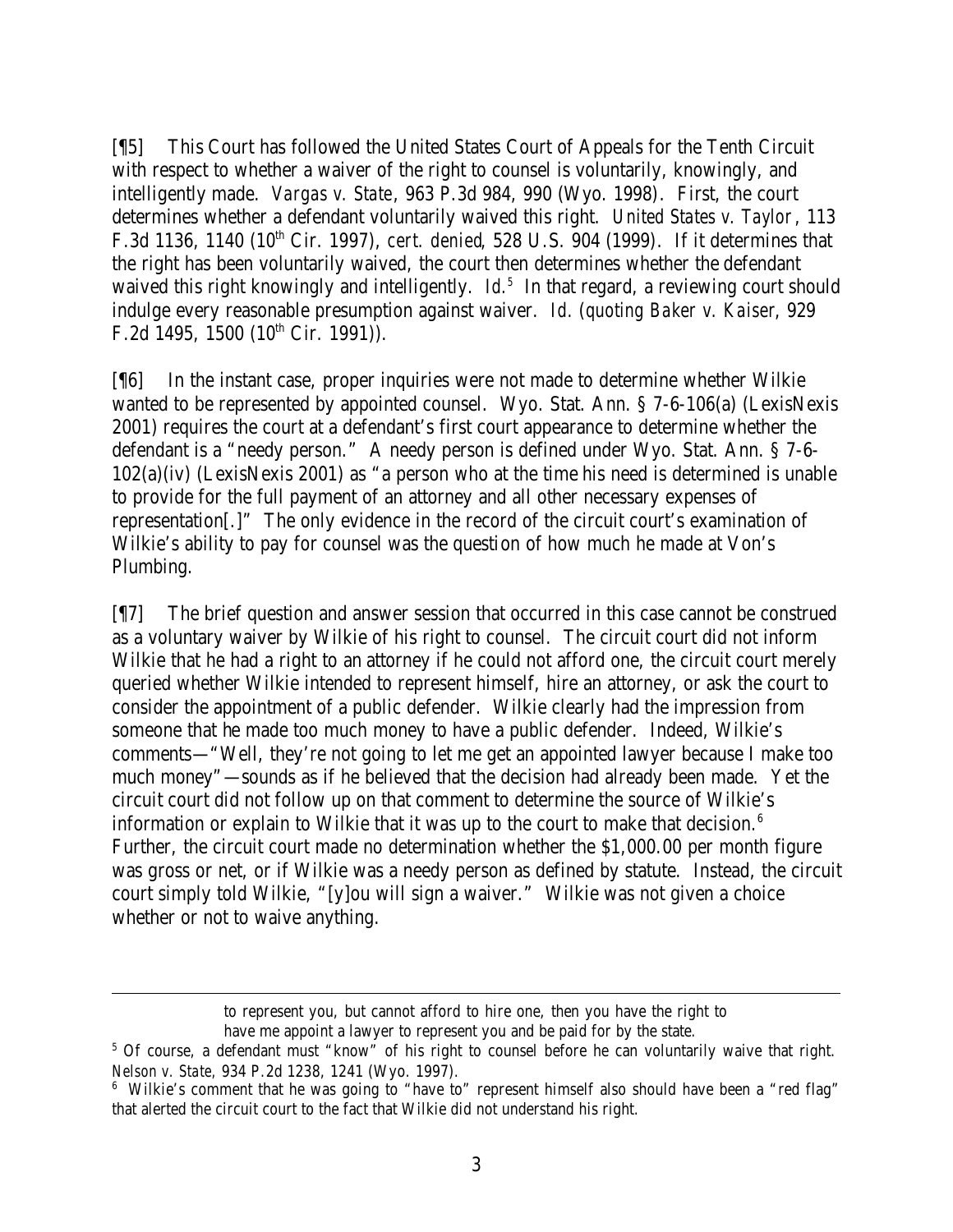[¶5] This Court has followed the United States Court of Appeals for the Tenth Circuit with respect to whether a waiver of the right to counsel is voluntarily, knowingly, and intelligently made. *Vargas v. State*, 963 P.3d 984, 990 (Wyo. 1998). First, the court determines whether a defendant voluntarily waived this right. *United States v. Taylor*, 113 F.3d 1136, 1140 (10th Cir. 1997), *cert. denied*, 528 U.S. 904 (1999). If it determines that the right has been voluntarily waived, the court then determines whether the defendant waived this right knowingly and intelligently. *Id.*[5] In that regard, a reviewing court should indulge every reasonable presumption against waiver. *Id.* (*quoting Baker v. Kaiser*, 929 F.2d 1495, 1500 (10th Cir. 1991)).

[¶6] In the instant case, proper inquiries were not made to determine whether Wilkie wanted to be represented by appointed counsel. Wyo. Stat. Ann. § 7-6-106(a) (LexisNexis 2001) requires the court at a defendant's first court appearance to determine whether the defendant is a "needy person." A needy person is defined under Wyo. Stat. Ann. § 7-6-102(a)(iv) (LexisNexis 2001) as "a person who at the time his need is determined is unable to provide for the full payment of an attorney and all other necessary expenses of representation[.]" The only evidence in the record of the circuit court's examination of Wilkie's ability to pay for counsel was the question of how much he made at Von's Plumbing.

[¶7] The brief question and answer session that occurred in this case cannot be construed as a voluntary waiver by Wilkie of his right to counsel. The circuit court did not inform Wilkie that he had a right to an attorney if he could not afford one, the circuit court merely queried whether Wilkie intended to represent himself, hire an attorney, or ask the court to consider the appointment of a public defender. Wilkie clearly had the impression from someone that he made too much money to have a public defender. Indeed, Wilkie's comments—"Well, they're not going to let me get an appointed lawyer because I make too much money"—sounds as if he believed that the decision had already been made. Yet the circuit court did not follow up on that comment to determine the source of Wilkie's information or explain to Wilkie that it was up to the court to make that decision.[6] Further, the circuit court made no determination whether the $1,000.00 per month figure was gross or net, or if Wilkie was a needy person as defined by statute. Instead, the circuit court simply told Wilkie, "[y]ou will sign a waiver." Wilkie was not given a choice whether or not to waive anything.

---

> to represent you, but cannot afford to hire one, then you have the right to have me appoint a lawyer to represent you and be paid for by the state.

[5] Of course, a defendant must "know" of his right to counsel before he can voluntarily waive that right. *Nelson v. State,* 934 P.2d 1238, 1241 (Wyo. 1997).

[6] Wilkie's comment that he was going to "have to" represent himself also should have been a "red flag" that alerted the circuit court to the fact that Wilkie did not understand his right.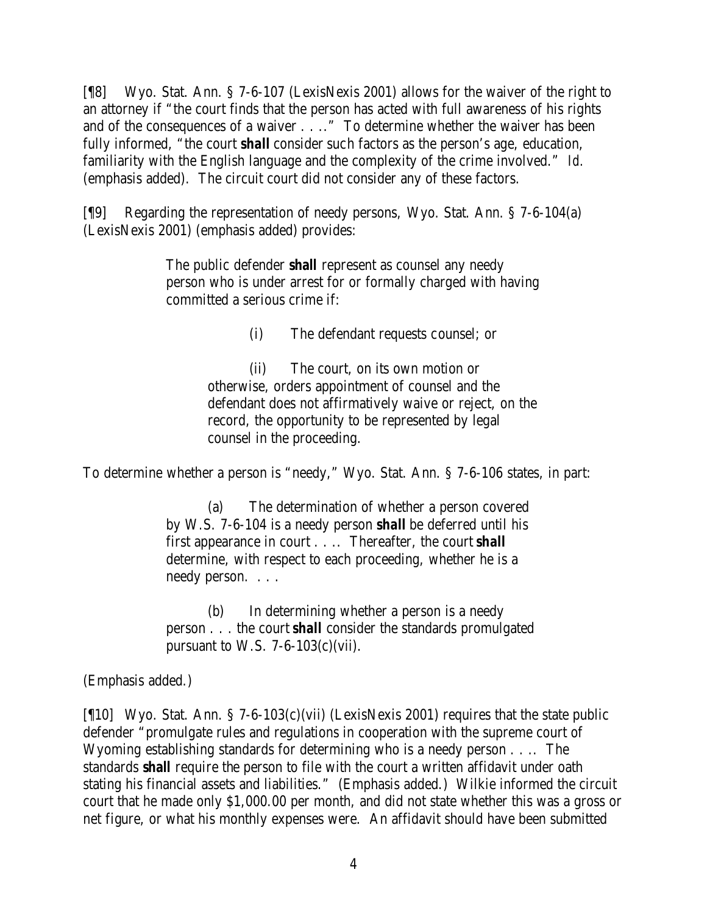[¶8] Wyo. Stat. Ann. § 7-6-107 (LexisNexis 2001) allows for the waiver of the right to an attorney if "the court finds that the person has acted with full awareness of his rights and of the consequences of a waiver . . .." To determine whether the waiver has been fully informed, "the court **shall** consider such factors as the person's age, education, familiarity with the English language and the complexity of the crime involved." *Id.* (emphasis added). The circuit court did not consider any of these factors.

[¶9] Regarding the representation of needy persons, Wyo. Stat. Ann. § 7-6-104(a) (LexisNexis 2001) (emphasis added) provides:

> The public defender **shall** represent as counsel any needy person who is under arrest for or formally charged with having committed a serious crime if:
>
> (i) The defendant requests counsel; or
>
> (ii) The court, on its own motion or otherwise, orders appointment of counsel and the defendant does not affirmatively waive or reject, on the record, the opportunity to be represented by legal counsel in the proceeding.

To determine whether a person is "needy," Wyo. Stat. Ann. § 7-6-106 states, in part:

> (a) The determination of whether a person covered by W.S. 7-6-104 is a needy person **shall** be deferred until his first appearance in court . . .. Thereafter, the court **shall** determine, with respect to each proceeding, whether he is a needy person. . . .
>
> (b) In determining whether a person is a needy person . . . the court **shall** consider the standards promulgated pursuant to W.S. 7-6-103(c)(vii).

(Emphasis added.)

[¶10] Wyo. Stat. Ann. § 7-6-103(c)(vii) (LexisNexis 2001) requires that the state public defender "promulgate rules and regulations in cooperation with the supreme court of Wyoming establishing standards for determining who is a needy person . . .. The standards **shall** require the person to file with the court a written affidavit under oath stating his financial assets and liabilities." (Emphasis added.) Wilkie informed the circuit court that he made only $1,000.00 per month, and did not state whether this was a gross or net figure, or what his monthly expenses were. An affidavit should have been submitted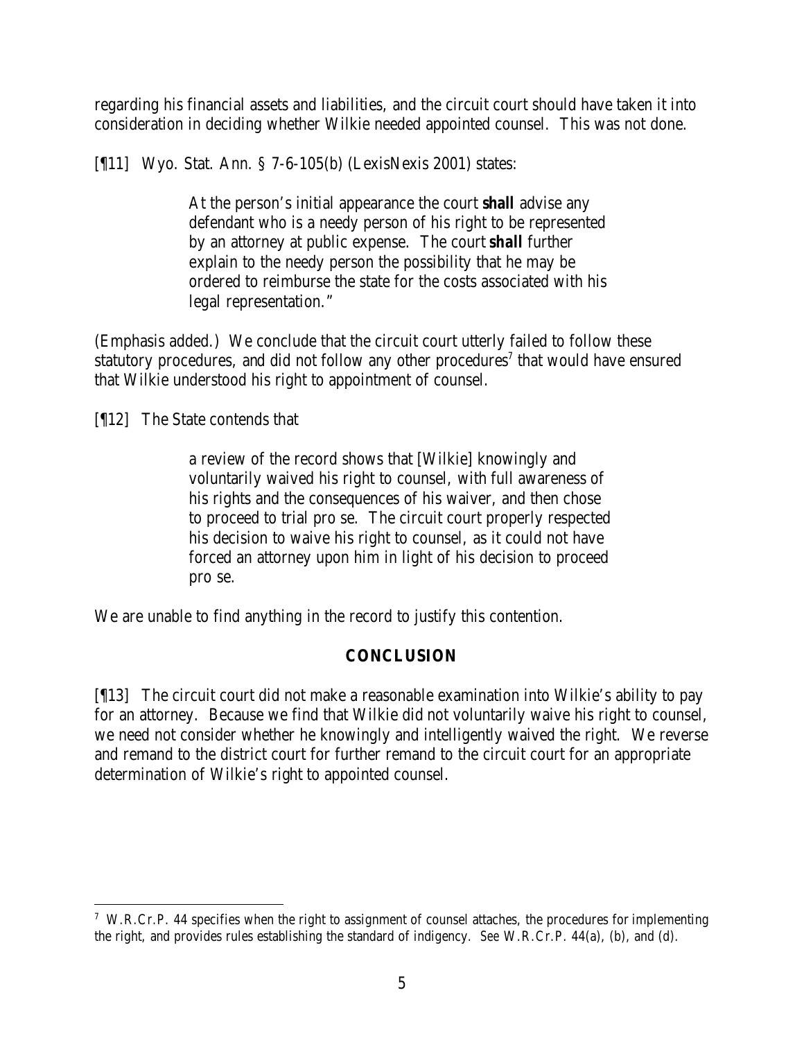regarding his financial assets and liabilities, and the circuit court should have taken it into consideration in deciding whether Wilkie needed appointed counsel. This was not done.

[¶11] Wyo. Stat. Ann. § 7-6-105(b) (LexisNexis 2001) states:

> At the person's initial appearance the court **shall** advise any defendant who is a needy person of his right to be represented by an attorney at public expense. The court **shall** further explain to the needy person the possibility that he may be ordered to reimburse the state for the costs associated with his legal representation."

(Emphasis added.) We conclude that the circuit court utterly failed to follow these statutory procedures, and did not follow any other procedures[7] that would have ensured that Wilkie understood his right to appointment of counsel.

[¶12] The State contends that

> a review of the record shows that [Wilkie] knowingly and voluntarily waived his right to counsel, with full awareness of his rights and the consequences of his waiver, and then chose to proceed to trial pro se. The circuit court properly respected his decision to waive his right to counsel, as it could not have forced an attorney upon him in light of his decision to proceed pro se.

We are unable to find anything in the record to justify this contention.

## CONCLUSION

[¶13] The circuit court did not make a reasonable examination into Wilkie's ability to pay for an attorney. Because we find that Wilkie did not voluntarily waive his right to counsel, we need not consider whether he knowingly and intelligently waived the right. We reverse and remand to the district court for further remand to the circuit court for an appropriate determination of Wilkie's right to appointed counsel.

---

[7] W.R.Cr.P. 44 specifies when the right to assignment of counsel attaches, the procedures for implementing the right, and provides rules establishing the standard of indigency. *See* W.R.Cr.P. 44(a), (b), and (d).